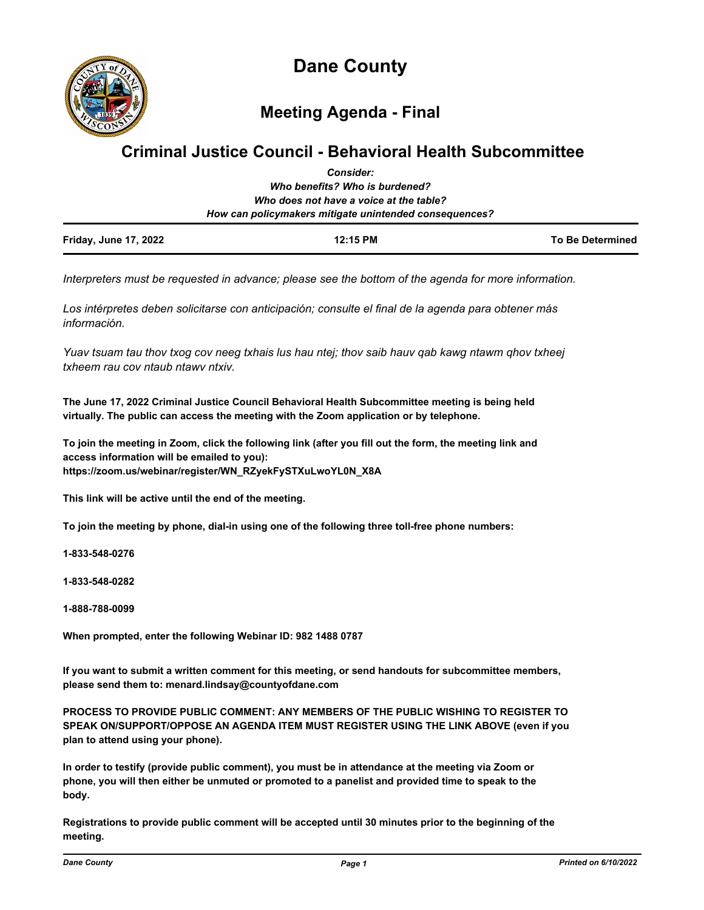# Dane County

## Meeting Agenda - Final

## Criminal Justice Council - Behavioral Health Subcommittee

***Consider:***
***Who benefits? Who is burdened?***
***Who does not have a voice at the table?***
***How can policymakers mitigate unintended consequences?***

| Friday, June 17, 2022 | 12:15 PM | To Be Determined |
|---|---|---|

*Interpreters must be requested in advance; please see the bottom of the agenda for more information.*

*Los intérpretes deben solicitarse con anticipación; consulte el final de la agenda para obtener más información.*

*Yuav tsuam tau thov txog cov neeg txhais lus hau ntej; thov saib hauv qab kawg ntawm qhov txheej txheem rau cov ntaub ntawv ntxiv.*

**The June 17, 2022 Criminal Justice Council Behavioral Health Subcommittee meeting is being held virtually. The public can access the meeting with the Zoom application or by telephone.**

**To join the meeting in Zoom, click the following link (after you fill out the form, the meeting link and access information will be emailed to you):**
**https://zoom.us/webinar/register/WN_RZyekFySTXuLwoYL0N_X8A**

**This link will be active until the end of the meeting.**

**To join the meeting by phone, dial-in using one of the following three toll-free phone numbers:**

**1-833-548-0276**

**1-833-548-0282**

**1-888-788-0099**

**When prompted, enter the following Webinar ID: 982 1488 0787**

**If you want to submit a written comment for this meeting, or send handouts for subcommittee members, please send them to: menard.lindsay@countyofdane.com**

**PROCESS TO PROVIDE PUBLIC COMMENT: ANY MEMBERS OF THE PUBLIC WISHING TO REGISTER TO SPEAK ON/SUPPORT/OPPOSE AN AGENDA ITEM MUST REGISTER USING THE LINK ABOVE (even if you plan to attend using your phone).**

**In order to testify (provide public comment), you must be in attendance at the meeting via Zoom or phone, you will then either be unmuted or promoted to a panelist and provided time to speak to the body.**

**Registrations to provide public comment will be accepted until 30 minutes prior to the beginning of the meeting.**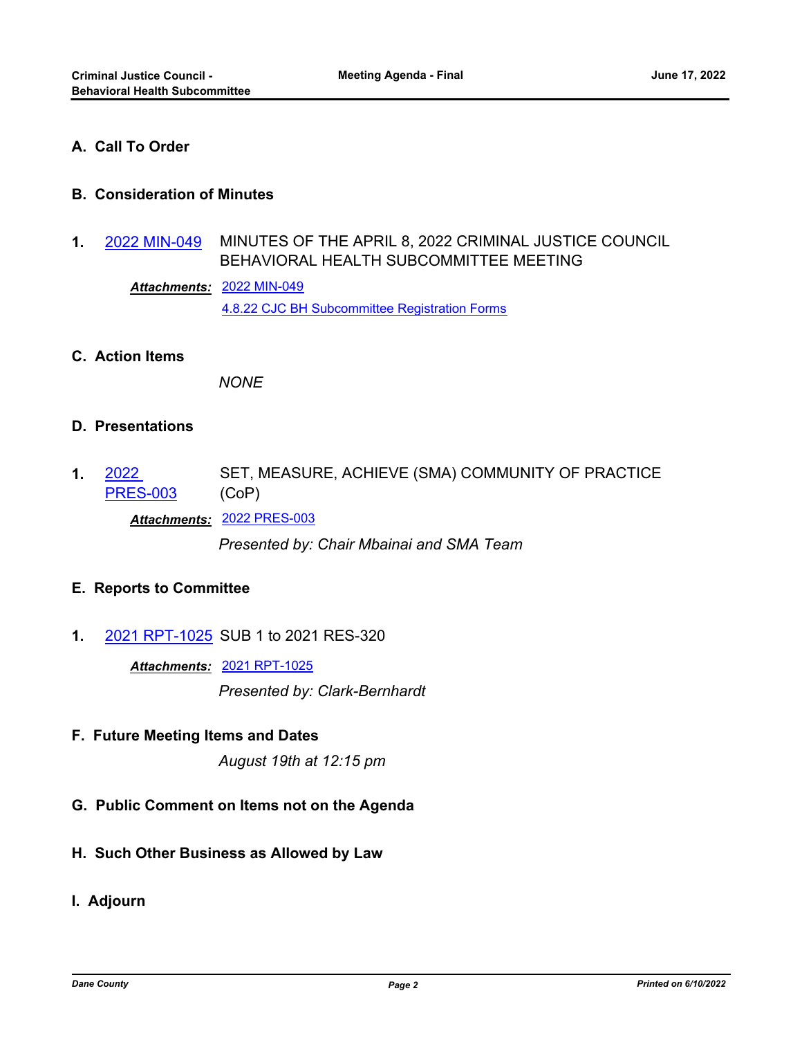## A. Call To Order

## B. Consideration of Minutes

**1.** 2022 MIN-049 MINUTES OF THE APRIL 8, 2022 CRIMINAL JUSTICE COUNCIL BEHAVIORAL HEALTH SUBCOMMITTEE MEETING

***Attachments:*** 2022 MIN-049
4.8.22 CJC BH Subcommittee Registration Forms

## C. Action Items

*NONE*

## D. Presentations

**1.** 2022 PRES-003 SET, MEASURE, ACHIEVE (SMA) COMMUNITY OF PRACTICE (CoP)

***Attachments:*** 2022 PRES-003

*Presented by: Chair Mbainai and SMA Team*

## E. Reports to Committee

**1.** 2021 RPT-1025 SUB 1 to 2021 RES-320

***Attachments:*** 2021 RPT-1025

*Presented by: Clark-Bernhardt*

## F. Future Meeting Items and Dates

*August 19th at 12:15 pm*

## G. Public Comment on Items not on the Agenda

## H. Such Other Business as Allowed by Law

## I. Adjourn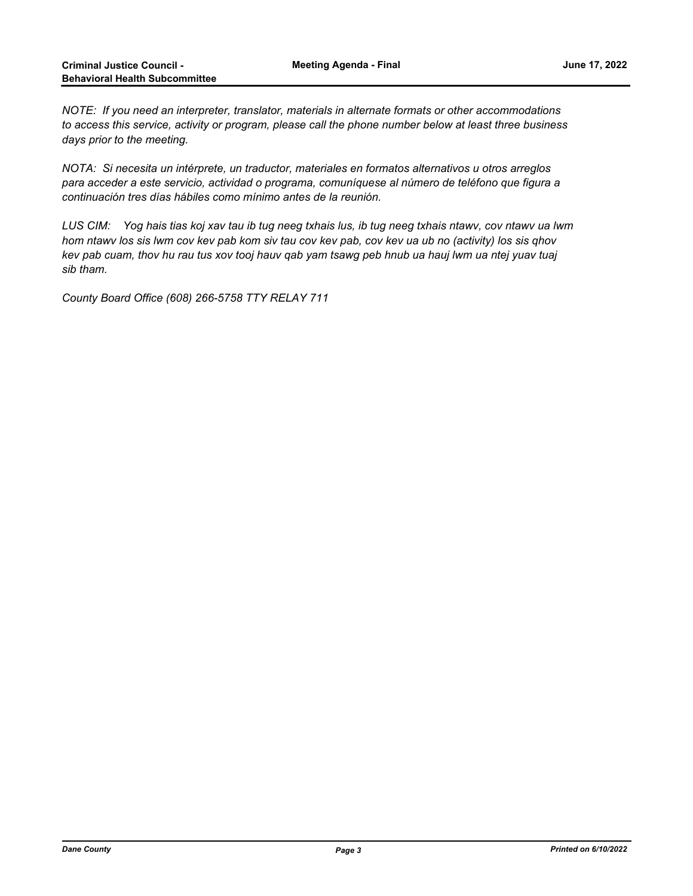*NOTE: If you need an interpreter, translator, materials in alternate formats or other accommodations to access this service, activity or program, please call the phone number below at least three business days prior to the meeting.*

*NOTA: Si necesita un intérprete, un traductor, materiales en formatos alternativos u otros arreglos para acceder a este servicio, actividad o programa, comuníquese al número de teléfono que figura a continuación tres días hábiles como mínimo antes de la reunión.*

*LUS CIM: Yog hais tias koj xav tau ib tug neeg txhais lus, ib tug neeg txhais ntawv, cov ntawv ua lwm hom ntawv los sis lwm cov kev pab kom siv tau cov kev pab, cov kev ua ub no (activity) los sis qhov kev pab cuam, thov hu rau tus xov tooj hauv qab yam tsawg peb hnub ua hauj lwm ua ntej yuav tuaj sib tham.*

*County Board Office (608) 266-5758 TTY RELAY 711*